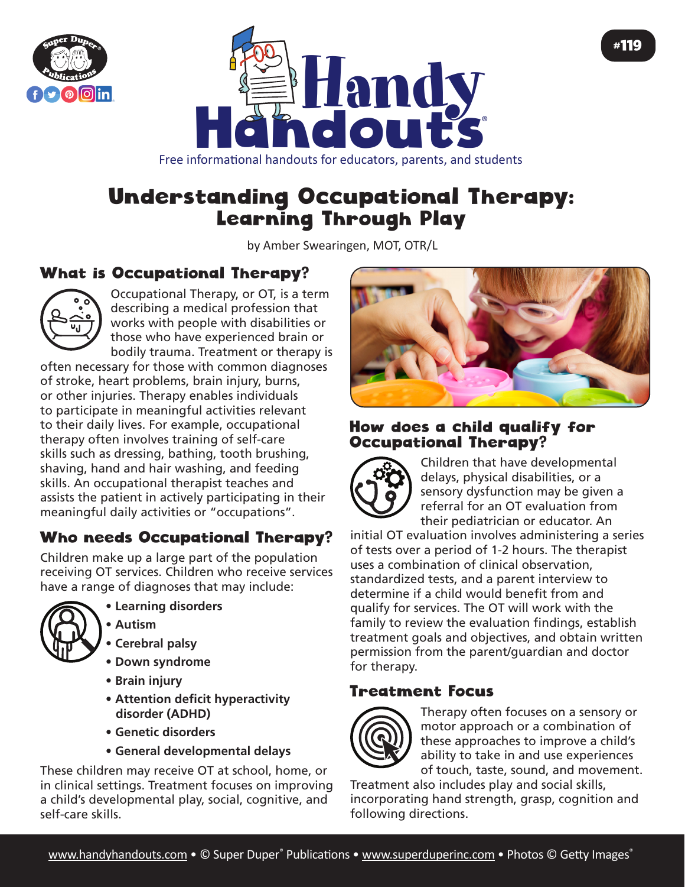# Understanding Occupational Therapy: Learning Through Play

by Amber Swearingen, MOT, OTR/L

## What is Occupational Therapy?

Occupational Therapy, or OT, is a term describing a medical profession that works with people with disabilities or those who have experienced brain or bodily trauma. Treatment or therapy is often necessary for those with common diagnoses of stroke, heart problems, brain injury, burns, or other injuries. Therapy enables individuals to participate in meaningful activities relevant to their daily lives. For example, occupational therapy often involves training of self-care skills such as dressing, bathing, tooth brushing, shaving, hand and hair washing, and feeding skills. An occupational therapist teaches and assists the patient in actively participating in their meaningful daily activities or "occupations".

## Who needs Occupational Therapy?

Children make up a large part of the population receiving OT services. Children who receive services have a range of diagnoses that may include:

- **Learning disorders**
- **Autism**
- **Cerebral palsy**
- **Down syndrome**
- **Brain injury**
- **Attention deficit hyperactivity disorder (ADHD)**
- **Genetic disorders**
- **General developmental delays**

These children may receive OT at school, home, or in clinical settings. Treatment focuses on improving a child's developmental play, social, cognitive, and self-care skills.

## How does a child qualify for Occupational Therapy?

Children that have developmental delays, physical disabilities, or a sensory dysfunction may be given a referral for an OT evaluation from their pediatrician or educator. An initial OT evaluation involves administering a series of tests over a period of 1-2 hours. The therapist uses a combination of clinical observation, standardized tests, and a parent interview to determine if a child would benefit from and qualify for services. The OT will work with the family to review the evaluation findings, establish treatment goals and objectives, and obtain written permission from the parent/guardian and doctor for therapy.

## Treatment Focus

Therapy often focuses on a sensory or motor approach or a combination of these approaches to improve a child's ability to take in and use experiences of touch, taste, sound, and movement. Treatment also includes play and social skills, incorporating hand strength, grasp, cognition and following directions.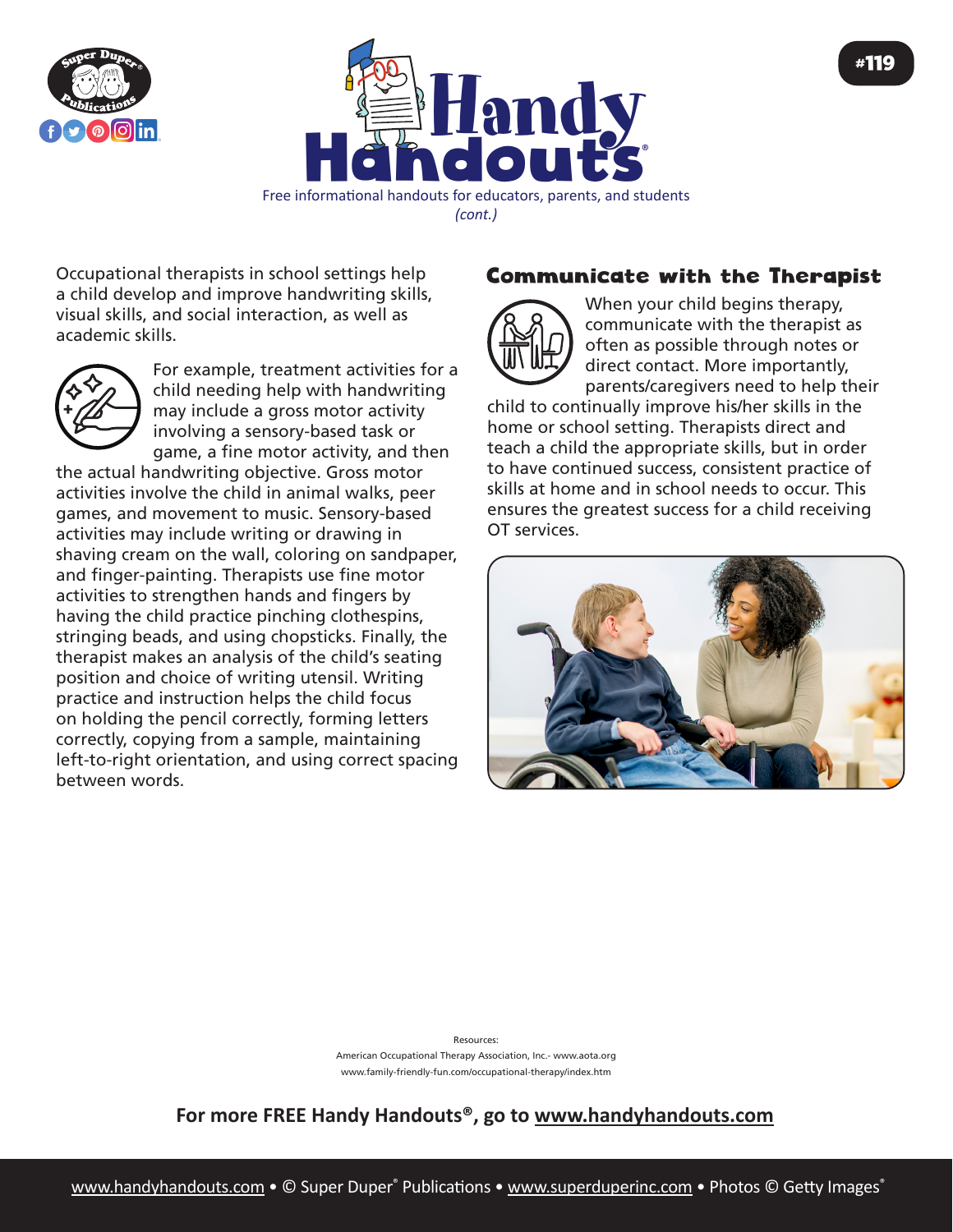*(cont.)*

Occupational therapists in school settings help a child develop and improve handwriting skills, visual skills, and social interaction, as well as academic skills.

For example, treatment activities for a child needing help with handwriting may include a gross motor activity involving a sensory-based task or game, a fine motor activity, and then the actual handwriting objective. Gross motor activities involve the child in animal walks, peer games, and movement to music. Sensory-based activities may include writing or drawing in shaving cream on the wall, coloring on sandpaper, and finger-painting. Therapists use fine motor activities to strengthen hands and fingers by having the child practice pinching clothespins, stringing beads, and using chopsticks. Finally, the therapist makes an analysis of the child's seating position and choice of writing utensil. Writing practice and instruction helps the child focus on holding the pencil correctly, forming letters correctly, copying from a sample, maintaining left-to-right orientation, and using correct spacing between words.

## Communicate with the Therapist

When your child begins therapy, communicate with the therapist as often as possible through notes or direct contact. More importantly, parents/caregivers need to help their child to continually improve his/her skills in the home or school setting. Therapists direct and teach a child the appropriate skills, but in order to have continued success, consistent practice of skills at home and in school needs to occur. This ensures the greatest success for a child receiving OT services.

Resources:
American Occupational Therapy Association, Inc.- www.aota.org
www.family-friendly-fun.com/occupational-therapy/index.htm

**For more FREE Handy Handouts®, go to www.handyhandouts.com**